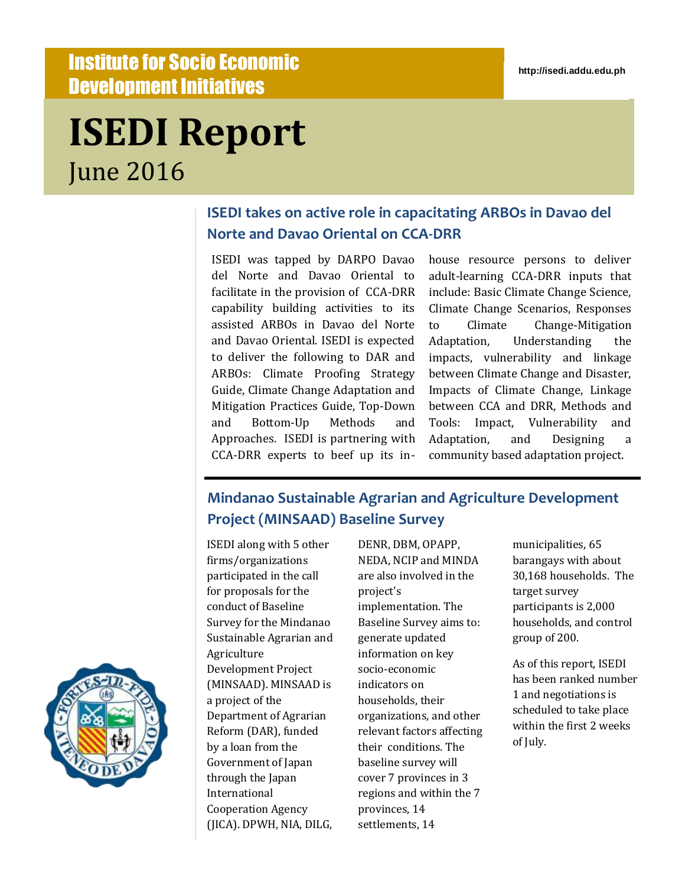Institute for Socio Economic Development Initiatives

http://isedi.addu.edu.ph

# ISEDI Report

June 2016

## ISEDI takes on active role in capacitating ARBOs in Davao del Norte and Davao Oriental on CCA-DRR

ISEDI was tapped by DARPO Davao del Norte and Davao Oriental to facilitate in the provision of CCA-DRR capability building activities to its assisted ARBOs in Davao del Norte and Davao Oriental. ISEDI is expected to deliver the following to DAR and ARBOs: Climate Proofing Strategy Guide, Climate Change Adaptation and Mitigation Practices Guide, Top-Down and Bottom-Up Methods and Approaches. ISEDI is partnering with CCA-DRR experts to beef up its in-house resource persons to deliver adult-learning CCA-DRR inputs that include: Basic Climate Change Science, Climate Change Scenarios, Responses to Climate Change-Mitigation Adaptation, Understanding the impacts, vulnerability and linkage between Climate Change and Disaster, Impacts of Climate Change, Linkage between CCA and DRR, Methods and Tools: Impact, Vulnerability and Adaptation, and Designing a community based adaptation project.

## Mindanao Sustainable Agrarian and Agriculture Development Project (MINSAAD) Baseline Survey

ISEDI along with 5 other firms/organizations participated in the call for proposals for the conduct of Baseline Survey for the Mindanao Sustainable Agrarian and Agriculture Development Project (MINSAAD). MINSAAD is a project of the Department of Agrarian Reform (DAR), funded by a loan from the Government of Japan through the Japan International Cooperation Agency (JICA). DPWH, NIA, DILG, DENR, DBM, OPAPP, NEDA, NCIP and MINDA are also involved in the project's implementation. The Baseline Survey aims to: generate updated information on key socio-economic indicators on households, their organizations, and other relevant factors affecting their conditions. The baseline survey will cover 7 provinces in 3 regions and within the 7 provinces, 14 settlements, 14 municipalities, 65 barangays with about 30,168 households. The target survey participants is 2,000 households, and control group of 200.

As of this report, ISEDI has been ranked number 1 and negotiations is scheduled to take place within the first 2 weeks of July.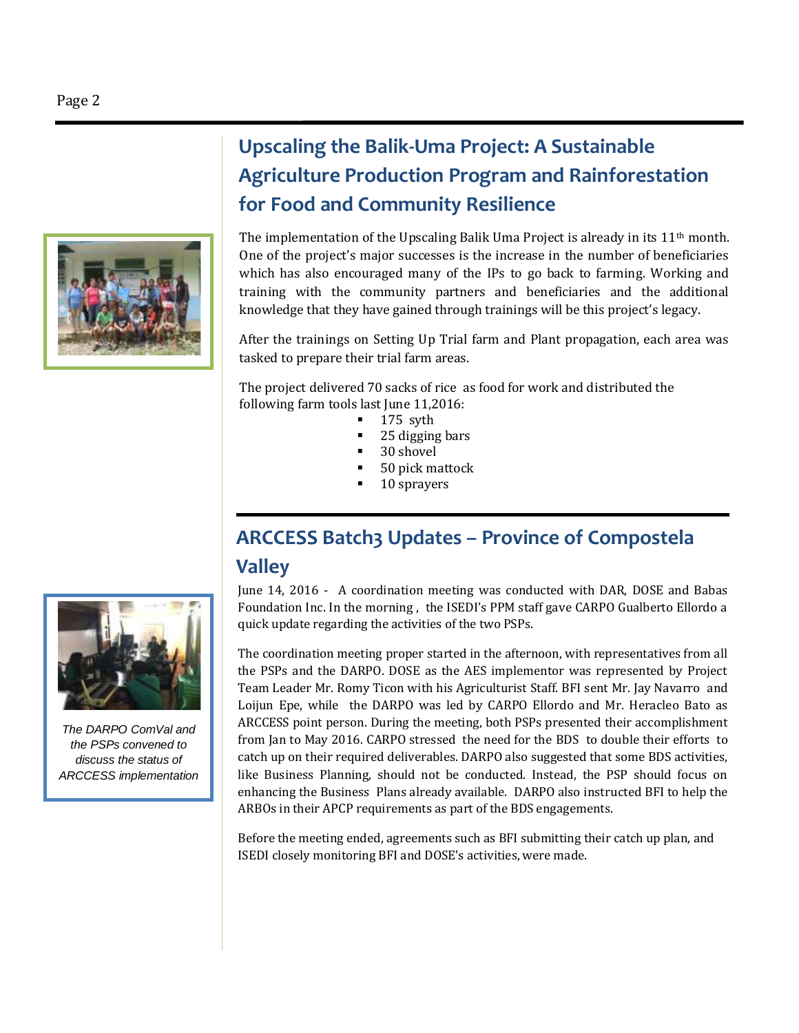## Upscaling the Balik-Uma Project: A Sustainable Agriculture Production Program and Rainforestation for Food and Community Resilience

The implementation of the Upscaling Balik Uma Project is already in its 11th month. One of the project's major successes is the increase in the number of beneficiaries which has also encouraged many of the IPs to go back to farming. Working and training with the community partners and beneficiaries and the additional knowledge that they have gained through trainings will be this project's legacy.

After the trainings on Setting Up Trial farm and Plant propagation, each area was tasked to prepare their trial farm areas.

The project delivered 70 sacks of rice as food for work and distributed the following farm tools last June 11,2016:

- 175 syth
- 25 digging bars
- 30 shovel
- 50 pick mattock
- 10 sprayers

## ARCCESS Batch3 Updates – Province of Compostela Valley

June 14, 2016 - A coordination meeting was conducted with DAR, DOSE and Babas Foundation Inc. In the morning , the ISEDI's PPM staff gave CARPO Gualberto Ellordo a quick update regarding the activities of the two PSPs.

The coordination meeting proper started in the afternoon, with representatives from all the PSPs and the DARPO. DOSE as the AES implementor was represented by Project Team Leader Mr. Romy Ticon with his Agriculturist Staff. BFI sent Mr. Jay Navarro and Loijun Epe, while the DARPO was led by CARPO Ellordo and Mr. Heracleo Bato as ARCCESS point person. During the meeting, both PSPs presented their accomplishment from Jan to May 2016. CARPO stressed the need for the BDS to double their efforts to catch up on their required deliverables. DARPO also suggested that some BDS activities, like Business Planning, should not be conducted. Instead, the PSP should focus on enhancing the Business Plans already available. DARPO also instructed BFI to help the ARBOs in their APCP requirements as part of the BDS engagements.

Before the meeting ended, agreements such as BFI submitting their catch up plan, and ISEDI closely monitoring BFI and DOSE's activities, were made.

*The DARPO ComVal and the PSPs convened to discuss the status of ARCCESS implementation*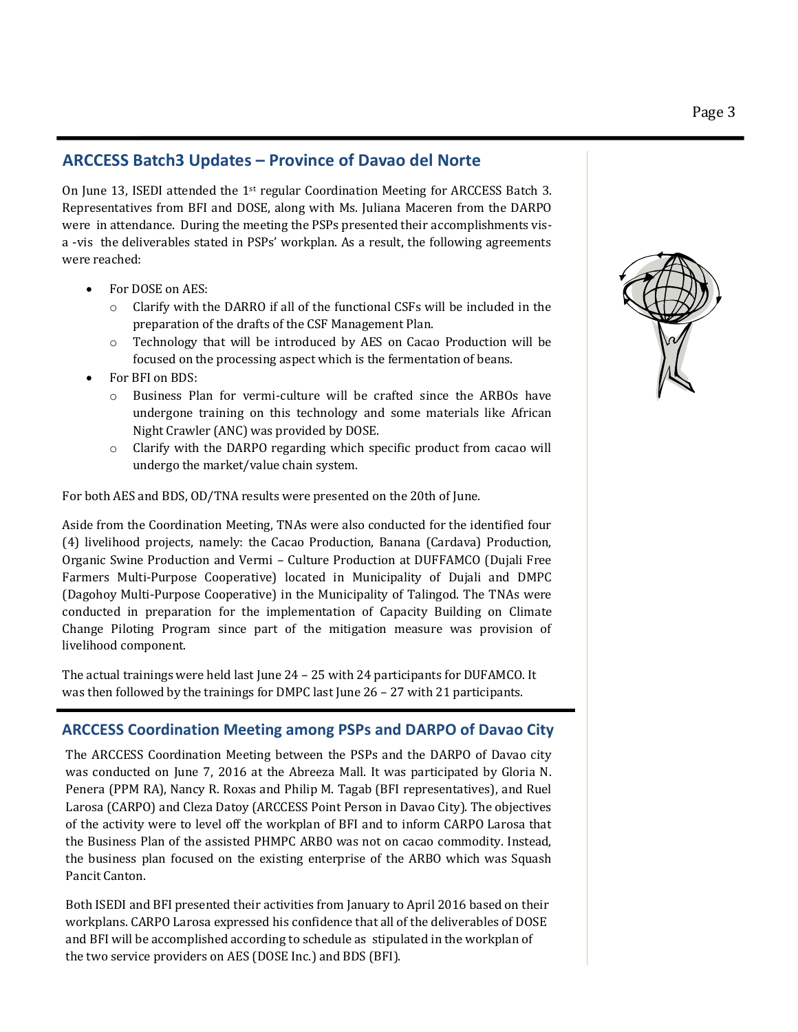## ARCCESS Batch3 Updates – Province of Davao del Norte

On June 13, ISEDI attended the 1st regular Coordination Meeting for ARCCESS Batch 3. Representatives from BFI and DOSE, along with Ms. Juliana Maceren from the DARPO were in attendance. During the meeting the PSPs presented their accomplishments vis-a -vis the deliverables stated in PSPs' workplan. As a result, the following agreements were reached:

- For DOSE on AES:
  - Clarify with the DARRO if all of the functional CSFs will be included in the preparation of the drafts of the CSF Management Plan.
  - Technology that will be introduced by AES on Cacao Production will be focused on the processing aspect which is the fermentation of beans.
- For BFI on BDS:
  - Business Plan for vermi-culture will be crafted since the ARBOs have undergone training on this technology and some materials like African Night Crawler (ANC) was provided by DOSE.
  - Clarify with the DARPO regarding which specific product from cacao will undergo the market/value chain system.

For both AES and BDS, OD/TNA results were presented on the 20th of June.

Aside from the Coordination Meeting, TNAs were also conducted for the identified four (4) livelihood projects, namely: the Cacao Production, Banana (Cardava) Production, Organic Swine Production and Vermi – Culture Production at DUFFAMCO (Dujali Free Farmers Multi-Purpose Cooperative) located in Municipality of Dujali and DMPC (Dagohoy Multi-Purpose Cooperative) in the Municipality of Talingod. The TNAs were conducted in preparation for the implementation of Capacity Building on Climate Change Piloting Program since part of the mitigation measure was provision of livelihood component.

The actual trainings were held last June 24 – 25 with 24 participants for DUFAMCO. It was then followed by the trainings for DMPC last June 26 – 27 with 21 participants.

## ARCCESS Coordination Meeting among PSPs and DARPO of Davao City

The ARCCESS Coordination Meeting between the PSPs and the DARPO of Davao city was conducted on June 7, 2016 at the Abreeza Mall. It was participated by Gloria N. Penera (PPM RA), Nancy R. Roxas and Philip M. Tagab (BFI representatives), and Ruel Larosa (CARPO) and Cleza Datoy (ARCCESS Point Person in Davao City). The objectives of the activity were to level off the workplan of BFI and to inform CARPO Larosa that the Business Plan of the assisted PHMPC ARBO was not on cacao commodity. Instead, the business plan focused on the existing enterprise of the ARBO which was Squash Pancit Canton.

Both ISEDI and BFI presented their activities from January to April 2016 based on their workplans. CARPO Larosa expressed his confidence that all of the deliverables of DOSE and BFI will be accomplished according to schedule as stipulated in the workplan of the two service providers on AES (DOSE Inc.) and BDS (BFI).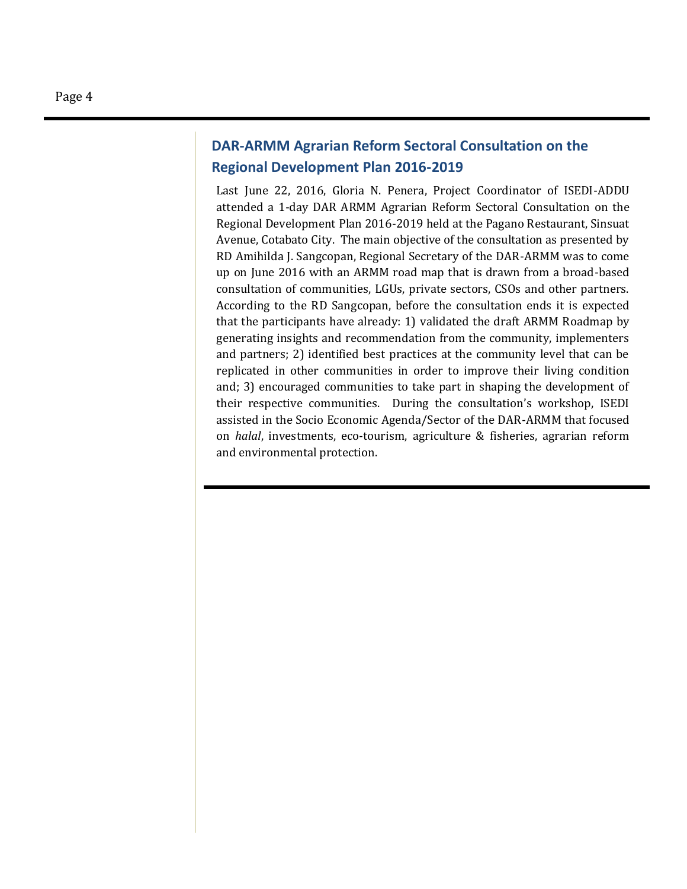## DAR-ARMM Agrarian Reform Sectoral Consultation on the Regional Development Plan 2016-2019

Last June 22, 2016, Gloria N. Penera, Project Coordinator of ISEDI-ADDU attended a 1-day DAR ARMM Agrarian Reform Sectoral Consultation on the Regional Development Plan 2016-2019 held at the Pagano Restaurant, Sinsuat Avenue, Cotabato City. The main objective of the consultation as presented by RD Amihilda J. Sangcopan, Regional Secretary of the DAR-ARMM was to come up on June 2016 with an ARMM road map that is drawn from a broad-based consultation of communities, LGUs, private sectors, CSOs and other partners. According to the RD Sangcopan, before the consultation ends it is expected that the participants have already: 1) validated the draft ARMM Roadmap by generating insights and recommendation from the community, implementers and partners; 2) identified best practices at the community level that can be replicated in other communities in order to improve their living condition and; 3) encouraged communities to take part in shaping the development of their respective communities. During the consultation's workshop, ISEDI assisted in the Socio Economic Agenda/Sector of the DAR-ARMM that focused on *halal*, investments, eco-tourism, agriculture & fisheries, agrarian reform and environmental protection.